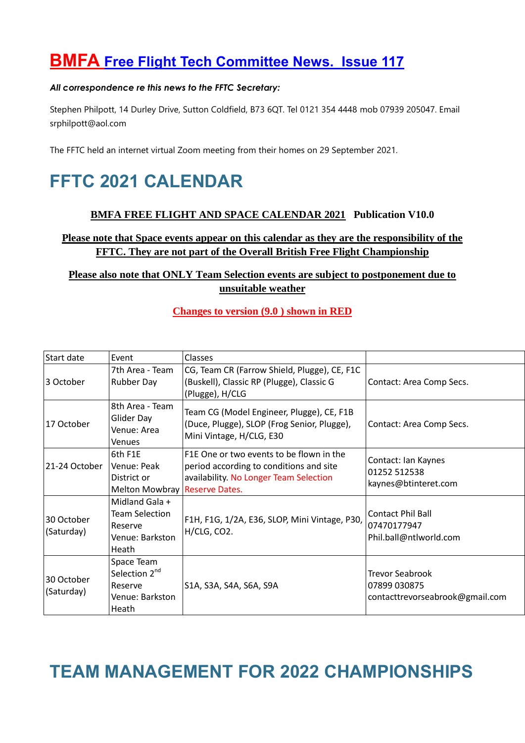# **BMFA** Free Flight Tech Committee News. Issue 117

***All correspondence re this news to the FFTC Secretary:***

Stephen Philpott, 14 Durley Drive, Sutton Coldfield, B73 6QT. Tel 0121 354 4448 mob 07939 205047. Email srphilpott@aol.com

The FFTC held an internet virtual Zoom meeting from their homes on 29 September 2021.

# FFTC 2021 CALENDAR

**BMFA FREE FLIGHT AND SPACE CALENDAR 2021 Publication V10.0**

**Please note that Space events appear on this calendar as they are the responsibility of the FFTC. They are not part of the Overall British Free Flight Championship**

**Please also note that ONLY Team Selection events are subject to postponement due to unsuitable weather**

**Changes to version (9.0 ) shown in RED**

| Start date | Event | Classes | |
|---|---|---|---|
| 3 October | 7th Area - Team Rubber Day | CG, Team CR (Farrow Shield, Plugge), CE, F1C (Buskell), Classic RP (Plugge), Classic G (Plugge), H/CLG | Contact: Area Comp Secs. |
| 17 October | 8th Area - Team Glider Day Venue: Area Venues | Team CG (Model Engineer, Plugge), CE, F1B (Duce, Plugge), SLOP (Frog Senior, Plugge), Mini Vintage, H/CLG, E30 | Contact: Area Comp Secs. |
| 21-24 October | 6th F1E Venue: Peak District or Melton Mowbray | F1E One or two events to be flown in the period according to conditions and site availability. No Longer Team Selection Reserve Dates. | Contact: Ian Kaynes 01252 512538 kaynes@btinteret.com |
| 30 October (Saturday) | Midland Gala + Team Selection Reserve Venue: Barkston Heath | F1H, F1G, 1/2A, E36, SLOP, Mini Vintage, P30, H/CLG, CO2. | Contact Phil Ball 07470177947 Phil.ball@ntlworld.com |
| 30 October (Saturday) | Space Team Selection 2nd Reserve Venue: Barkston Heath | S1A, S3A, S4A, S6A, S9A | Trevor Seabrook 07899 030875 contacttrevorseabrook@gmail.com |

# TEAM MANAGEMENT FOR 2022 CHAMPIONSHIPS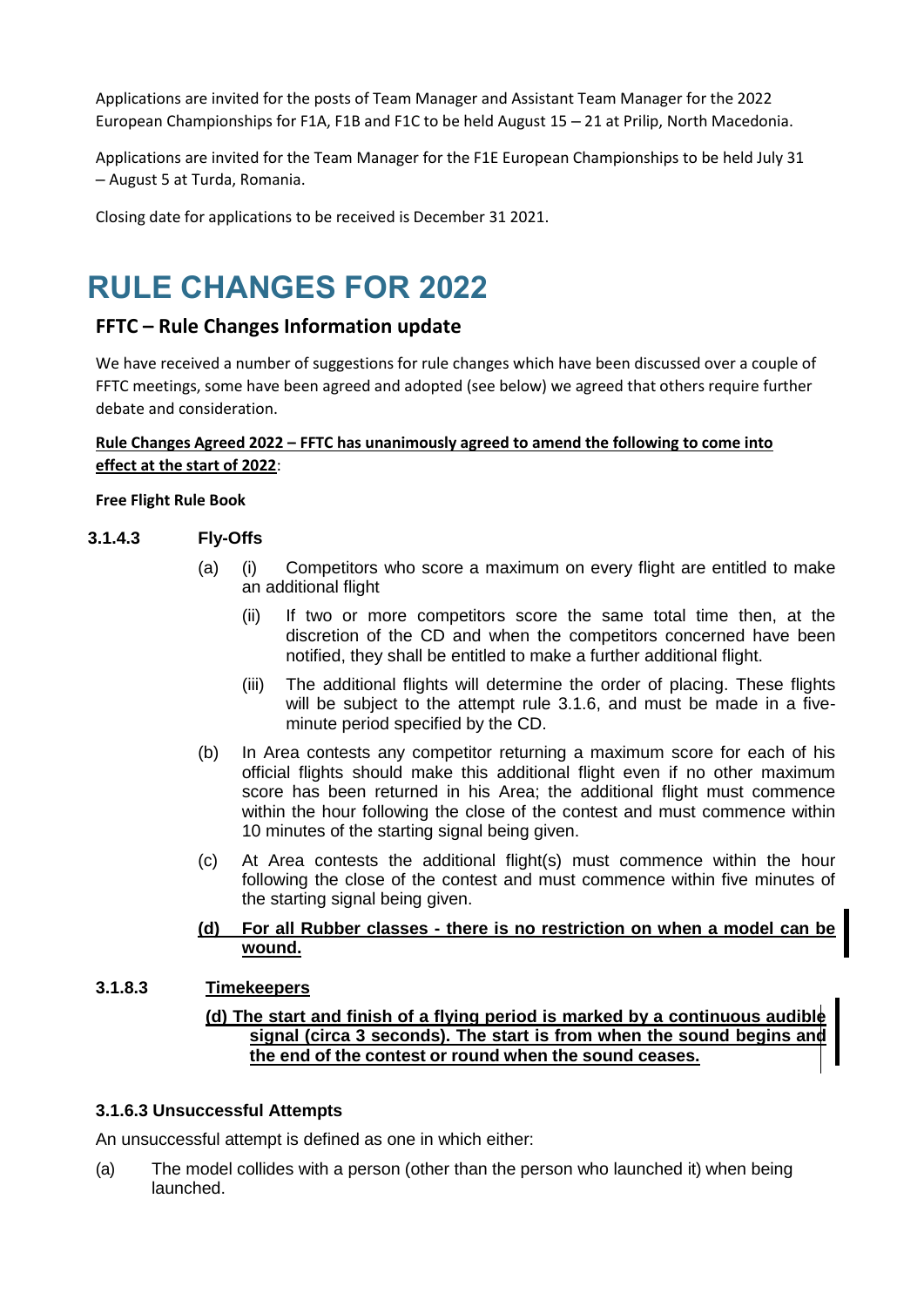Applications are invited for the posts of Team Manager and Assistant Team Manager for the 2022 European Championships for F1A, F1B and F1C to be held August 15 – 21 at Prilip, North Macedonia.

Applications are invited for the Team Manager for the F1E European Championships to be held July 31 – August 5 at Turda, Romania.

Closing date for applications to be received is December 31 2021.

# RULE CHANGES FOR 2022

## FFTC – Rule Changes Information update

We have received a number of suggestions for rule changes which have been discussed over a couple of FFTC meetings, some have been agreed and adopted (see below) we agreed that others require further debate and consideration.

**<u>Rule Changes Agreed 2022 – FFTC has unanimously agreed to amend the following to come into effect at the start of 2022</u>**:

**Free Flight Rule Book**

### 3.1.4.3 Fly-Offs

(a) (i) Competitors who score a maximum on every flight are entitled to make an additional flight

(ii) If two or more competitors score the same total time then, at the discretion of the CD and when the competitors concerned have been notified, they shall be entitled to make a further additional flight.

(iii) The additional flights will determine the order of placing. These flights will be subject to the attempt rule 3.1.6, and must be made in a five-minute period specified by the CD.

(b) In Area contests any competitor returning a maximum score for each of his official flights should make this additional flight even if no other maximum score has been returned in his Area; the additional flight must commence within the hour following the close of the contest and must commence within 10 minutes of the starting signal being given.

(c) At Area contests the additional flight(s) must commence within the hour following the close of the contest and must commence within five minutes of the starting signal being given.

**<u>(d) For all Rubber classes - there is no restriction on when a model can be wound.</u>**

### 3.1.8.3 <u>Timekeepers</u>

**<u>(d) The start and finish of a flying period is marked by a continuous audible signal (circa 3 seconds). The start is from when the sound begins and the end of the contest or round when the sound ceases.</u>**

### 3.1.6.3 Unsuccessful Attempts

An unsuccessful attempt is defined as one in which either:

(a) The model collides with a person (other than the person who launched it) when being launched.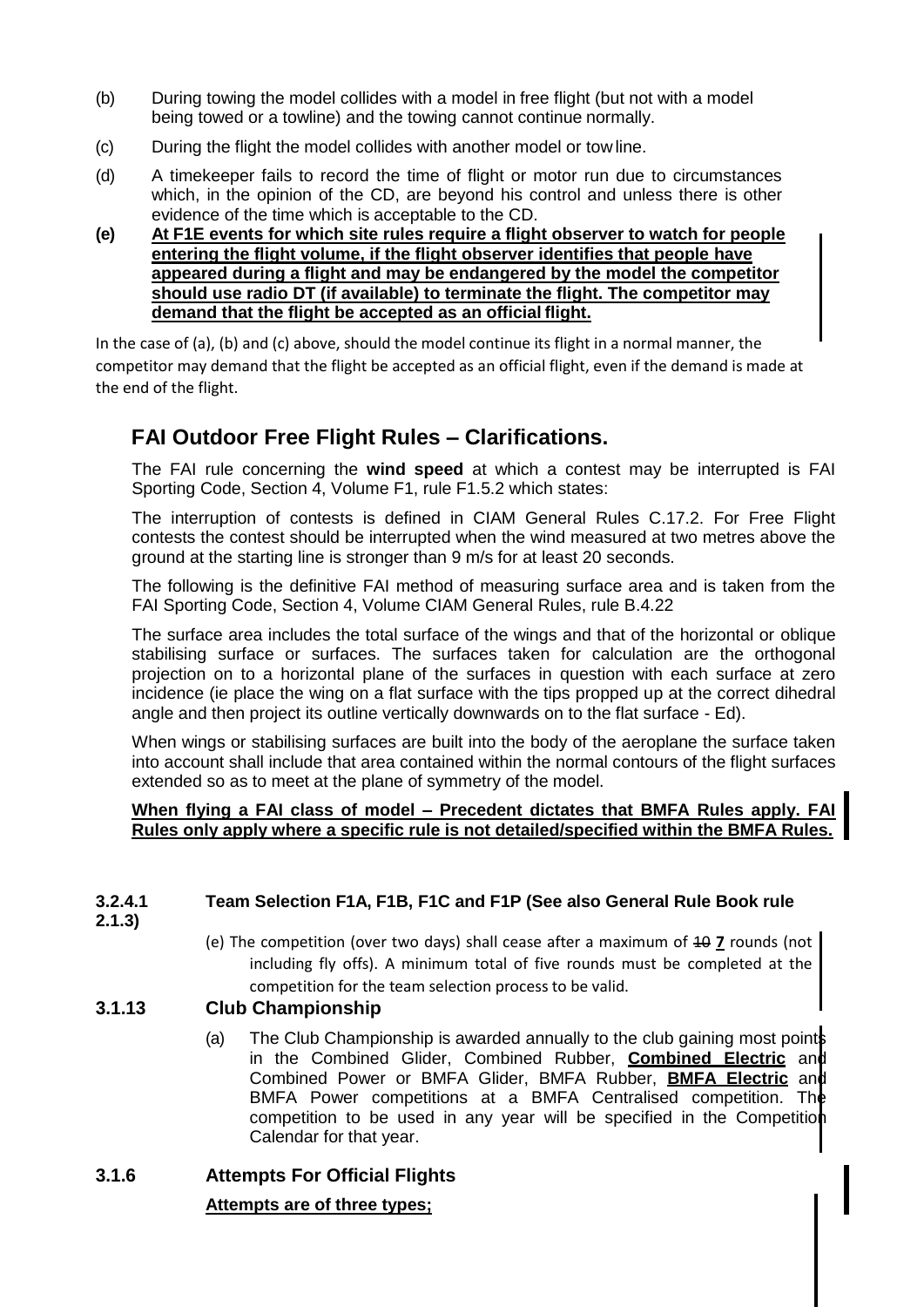(b) During towing the model collides with a model in free flight (but not with a model being towed or a towline) and the towing cannot continue normally.

(c) During the flight the model collides with another model or towline.

(d) A timekeeper fails to record the time of flight or motor run due to circumstances which, in the opinion of the CD, are beyond his control and unless there is other evidence of the time which is acceptable to the CD.

**(e) At F1E events for which site rules require a flight observer to watch for people entering the flight volume, if the flight observer identifies that people have appeared during a flight and may be endangered by the model the competitor should use radio DT (if available) to terminate the flight. The competitor may demand that the flight be accepted as an official flight.**

In the case of (a), (b) and (c) above, should the model continue its flight in a normal manner, the competitor may demand that the flight be accepted as an official flight, even if the demand is made at the end of the flight.

## FAI Outdoor Free Flight Rules – Clarifications.

The FAI rule concerning the **wind speed** at which a contest may be interrupted is FAI Sporting Code, Section 4, Volume F1, rule F1.5.2 which states:

The interruption of contests is defined in CIAM General Rules C.17.2. For Free Flight contests the contest should be interrupted when the wind measured at two metres above the ground at the starting line is stronger than 9 m/s for at least 20 seconds.

The following is the definitive FAI method of measuring surface area and is taken from the FAI Sporting Code, Section 4, Volume CIAM General Rules, rule B.4.22

The surface area includes the total surface of the wings and that of the horizontal or oblique stabilising surface or surfaces. The surfaces taken for calculation are the orthogonal projection on to a horizontal plane of the surfaces in question with each surface at zero incidence (ie place the wing on a flat surface with the tips propped up at the correct dihedral angle and then project its outline vertically downwards on to the flat surface - Ed).

When wings or stabilising surfaces are built into the body of the aeroplane the surface taken into account shall include that area contained within the normal contours of the flight surfaces extended so as to meet at the plane of symmetry of the model.

**When flying a FAI class of model – Precedent dictates that BMFA Rules apply. FAI Rules only apply where a specific rule is not detailed/specified within the BMFA Rules.**

### 3.2.4.1 Team Selection F1A, F1B, F1C and F1P (See also General Rule Book rule 2.1.3)

(e) The competition (over two days) shall cease after a maximum of ~~10~~ **7** rounds (not including fly offs). A minimum total of five rounds must be completed at the competition for the team selection process to be valid.

### 3.1.13 Club Championship

(a) The Club Championship is awarded annually to the club gaining most points in the Combined Glider, Combined Rubber, **Combined Electric** and Combined Power or BMFA Glider, BMFA Rubber, **BMFA Electric** and BMFA Power competitions at a BMFA Centralised competition. The competition to be used in any year will be specified in the Competition Calendar for that year.

### 3.1.6 Attempts For Official Flights

**Attempts are of three types;**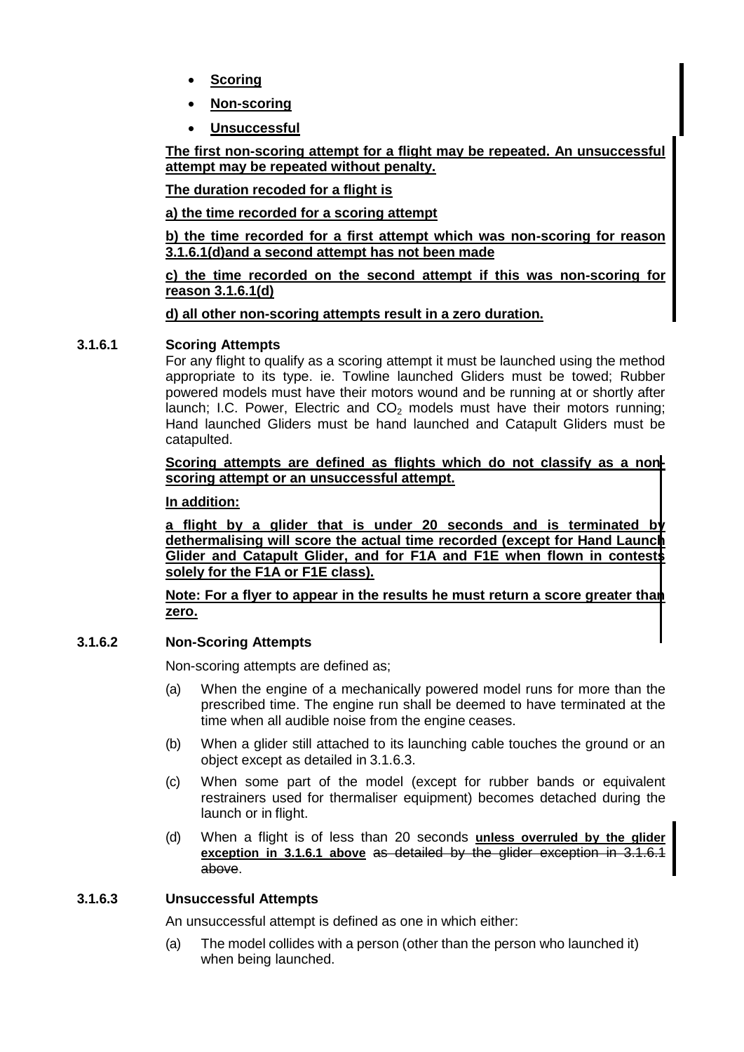- **Scoring**
- **Non-scoring**
- **Unsuccessful**

**The first non-scoring attempt for a flight may be repeated. An unsuccessful attempt may be repeated without penalty.**

**The duration recoded for a flight is**

**a) the time recorded for a scoring attempt**

**b) the time recorded for a first attempt which was non-scoring for reason 3.1.6.1(d)and a second attempt has not been made**

**c) the time recorded on the second attempt if this was non-scoring for reason 3.1.6.1(d)**

**d) all other non-scoring attempts result in a zero duration.**

### 3.1.6.1 Scoring Attempts

For any flight to qualify as a scoring attempt it must be launched using the method appropriate to its type. ie. Towline launched Gliders must be towed; Rubber powered models must have their motors wound and be running at or shortly after launch; I.C. Power, Electric and $CO_2$ models must have their motors running; Hand launched Gliders must be hand launched and Catapult Gliders must be catapulted.

**Scoring attempts are defined as flights which do not classify as a non-scoring attempt or an unsuccessful attempt.**

**In addition:**

**a flight by a glider that is under 20 seconds and is terminated by dethermalising will score the actual time recorded (except for Hand Launch Glider and Catapult Glider, and for F1A and F1E when flown in contests solely for the F1A or F1E class).**

**Note: For a flyer to appear in the results he must return a score greater than zero.**

### 3.1.6.2 Non-Scoring Attempts

Non-scoring attempts are defined as;

(a) When the engine of a mechanically powered model runs for more than the prescribed time. The engine run shall be deemed to have terminated at the time when all audible noise from the engine ceases.

(b) When a glider still attached to its launching cable touches the ground or an object except as detailed in 3.1.6.3.

(c) When some part of the model (except for rubber bands or equivalent restrainers used for thermaliser equipment) becomes detached during the launch or in flight.

(d) When a flight is of less than 20 seconds **unless overruled by the glider exception in 3.1.6.1 above** ~~as detailed by the glider exception in 3.1.6.1 above~~.

### 3.1.6.3 Unsuccessful Attempts

An unsuccessful attempt is defined as one in which either:

(a) The model collides with a person (other than the person who launched it) when being launched.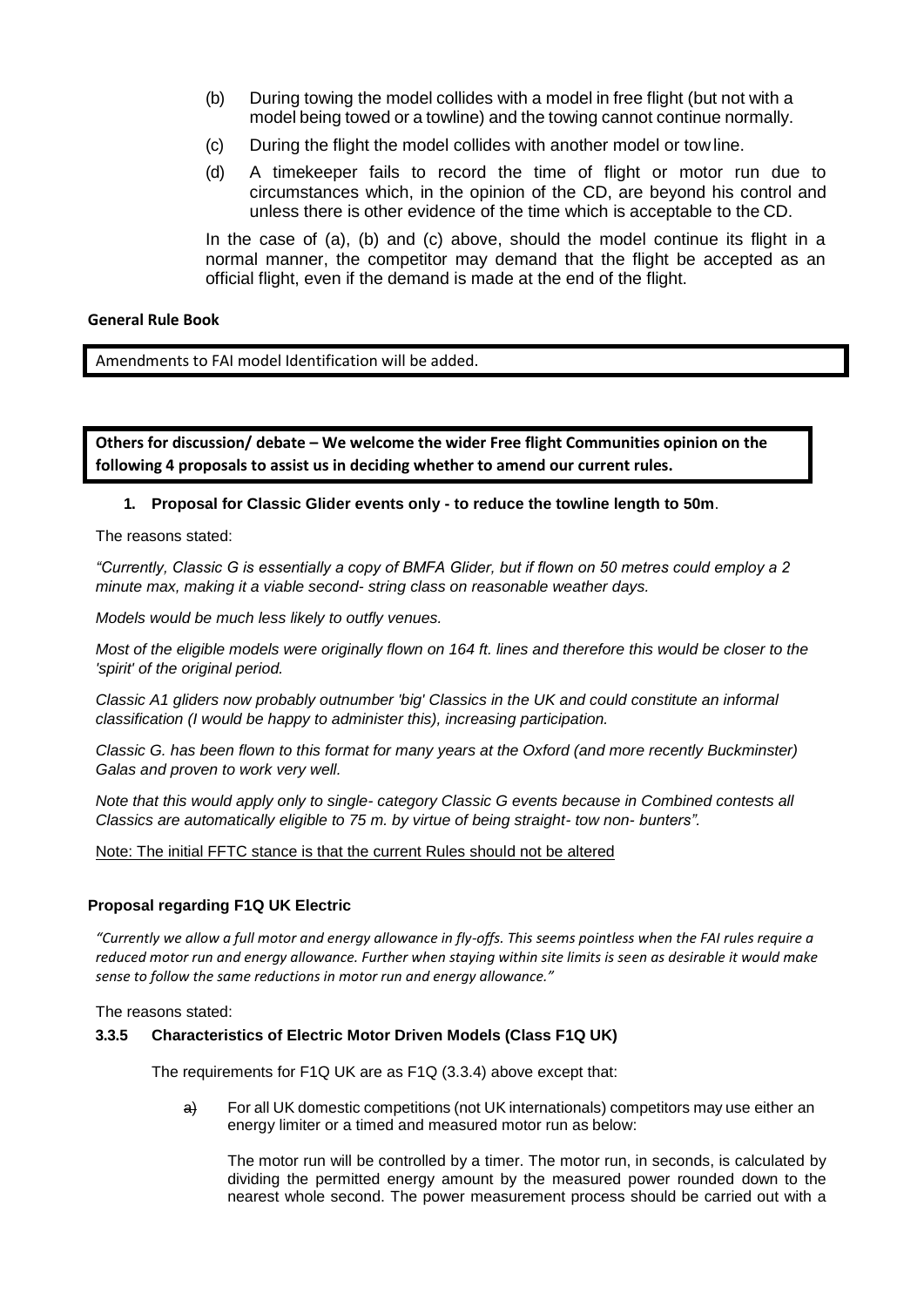(b) During towing the model collides with a model in free flight (but not with a model being towed or a towline) and the towing cannot continue normally.

(c) During the flight the model collides with another model or tow line.

(d) A timekeeper fails to record the time of flight or motor run due to circumstances which, in the opinion of the CD, are beyond his control and unless there is other evidence of the time which is acceptable to the CD.

In the case of (a), (b) and (c) above, should the model continue its flight in a normal manner, the competitor may demand that the flight be accepted as an official flight, even if the demand is made at the end of the flight.

**General Rule Book**

Amendments to FAI model Identification will be added.

**Others for discussion/ debate – We welcome the wider Free flight Communities opinion on the following 4 proposals to assist us in deciding whether to amend our current rules.**

1. **Proposal for Classic Glider events only - to reduce the towline length to 50m**.

The reasons stated:

*"Currently, Classic G is essentially a copy of BMFA Glider, but if flown on 50 metres could employ a 2 minute max, making it a viable second- string class on reasonable weather days.*

*Models would be much less likely to outfly venues.*

*Most of the eligible models were originally flown on 164 ft. lines and therefore this would be closer to the 'spirit' of the original period.*

*Classic A1 gliders now probably outnumber 'big' Classics in the UK and could constitute an informal classification (I would be happy to administer this), increasing participation.*

*Classic G. has been flown to this format for many years at the Oxford (and more recently Buckminster) Galas and proven to work very well.*

*Note that this would apply only to single- category Classic G events because in Combined contests all Classics are automatically eligible to 75 m. by virtue of being straight- tow non- bunters".*

Note: The initial FFTC stance is that the current Rules should not be altered

**Proposal regarding F1Q UK Electric**

*"Currently we allow a full motor and energy allowance in fly-offs. This seems pointless when the FAI rules require a reduced motor run and energy allowance. Further when staying within site limits is seen as desirable it would make sense to follow the same reductions in motor run and energy allowance."*

The reasons stated:

**3.3.5 Characteristics of Electric Motor Driven Models (Class F1Q UK)**

The requirements for F1Q UK are as F1Q (3.3.4) above except that:

~~a)~~ For all UK domestic competitions (not UK internationals) competitors may use either an energy limiter or a timed and measured motor run as below:

The motor run will be controlled by a timer. The motor run, in seconds, is calculated by dividing the permitted energy amount by the measured power rounded down to the nearest whole second. The power measurement process should be carried out with a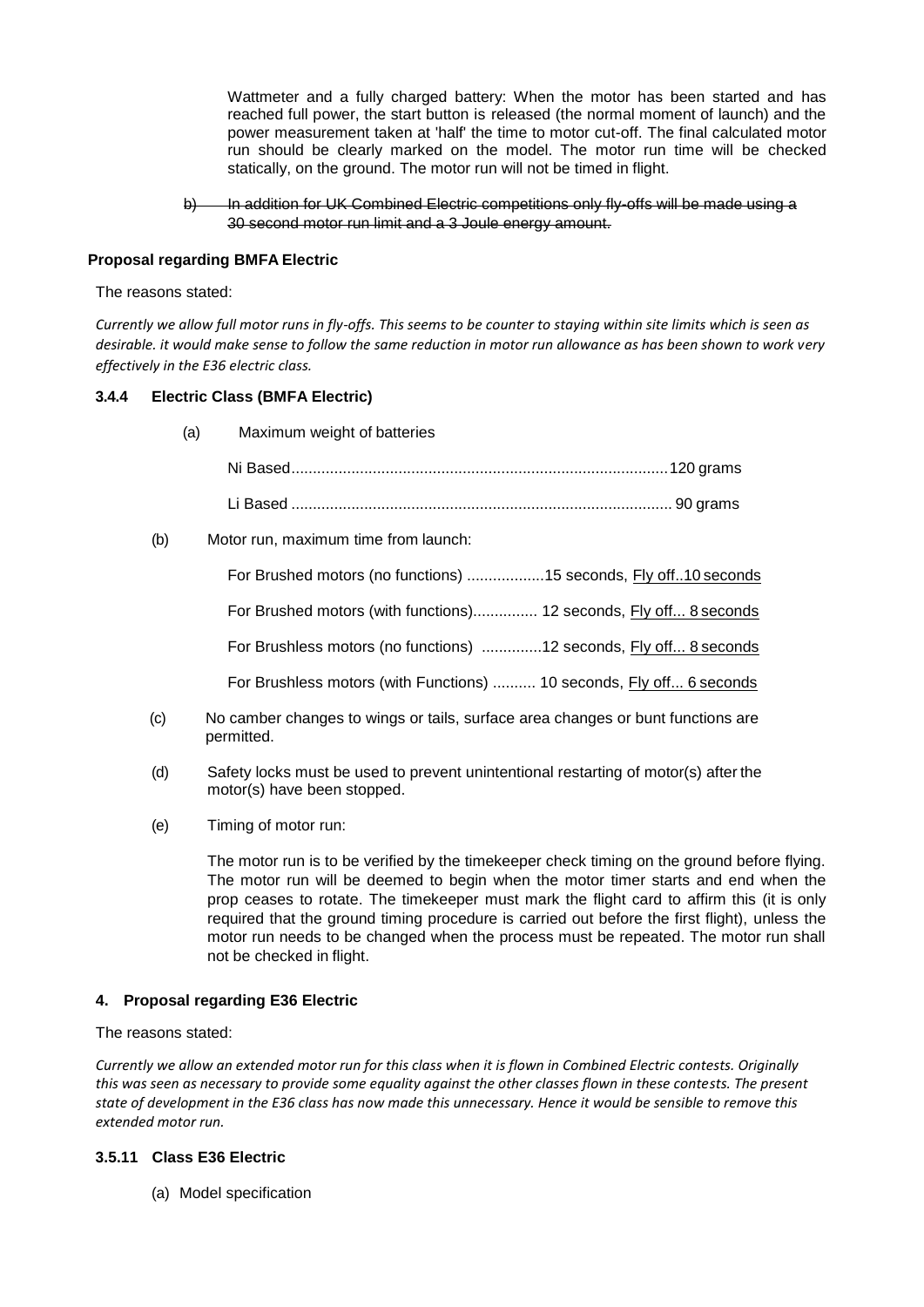Wattmeter and a fully charged battery: When the motor has been started and has reached full power, the start button is released (the normal moment of launch) and the power measurement taken at 'half' the time to motor cut-off. The final calculated motor run should be clearly marked on the model. The motor run time will be checked statically, on the ground. The motor run will not be timed in flight.

~~b) In addition for UK Combined Electric competitions only fly-offs will be made using a 30 second motor run limit and a 3 Joule energy amount.~~

**Proposal regarding BMFA Electric**

The reasons stated:

*Currently we allow full motor runs in fly-offs. This seems to be counter to staying within site limits which is seen as desirable. it would make sense to follow the same reduction in motor run allowance as has been shown to work very effectively in the E36 electric class.*

### 3.4.4 Electric Class (BMFA Electric)

(a) Maximum weight of batteries

Ni Based........................................................................................120 grams

Li Based ......................................................................................... 90 grams

(b) Motor run, maximum time from launch:

For Brushed motors (no functions) ..................15 seconds, <u>Fly off..10 seconds</u>

For Brushed motors (with functions)............... 12 seconds, <u>Fly off... 8 seconds</u>

For Brushless motors (no functions) ..............12 seconds, <u>Fly off... 8 seconds</u>

For Brushless motors (with Functions) .......... 10 seconds, <u>Fly off... 6 seconds</u>

(c) No camber changes to wings or tails, surface area changes or bunt functions are permitted.

(d) Safety locks must be used to prevent unintentional restarting of motor(s) after the motor(s) have been stopped.

(e) Timing of motor run:

The motor run is to be verified by the timekeeper check timing on the ground before flying. The motor run will be deemed to begin when the motor timer starts and end when the prop ceases to rotate. The timekeeper must mark the flight card to affirm this (it is only required that the ground timing procedure is carried out before the first flight), unless the motor run needs to be changed when the process must be repeated. The motor run shall not be checked in flight.

**4. Proposal regarding E36 Electric**

The reasons stated:

*Currently we allow an extended motor run for this class when it is flown in Combined Electric contests. Originally this was seen as necessary to provide some equality against the other classes flown in these contests. The present state of development in the E36 class has now made this unnecessary. Hence it would be sensible to remove this extended motor run.*

### 3.5.11 Class E36 Electric

(a) Model specification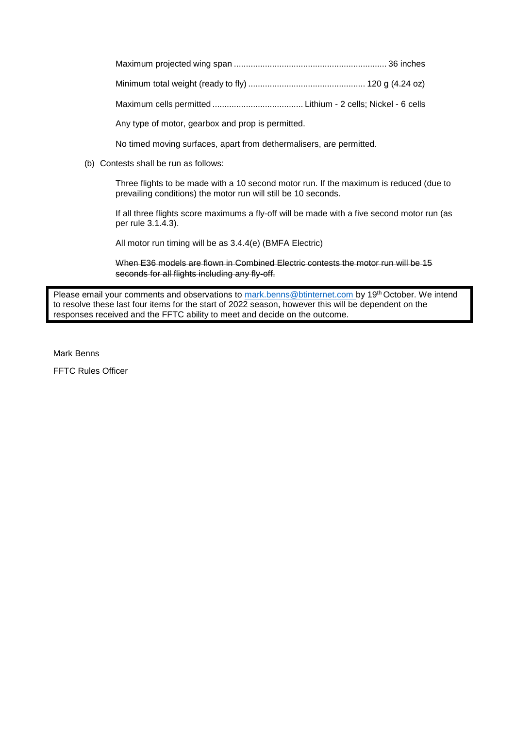Maximum projected wing span ................................................................ 36 inches

Minimum total weight (ready to fly) ................................................ 120 g (4.24 oz)

Maximum cells permitted ...................................... Lithium - 2 cells; Nickel - 6 cells

Any type of motor, gearbox and prop is permitted.

No timed moving surfaces, apart from dethermalisers, are permitted.

(b) Contests shall be run as follows:

Three flights to be made with a 10 second motor run. If the maximum is reduced (due to prevailing conditions) the motor run will still be 10 seconds.

If all three flights score maximums a fly-off will be made with a five second motor run (as per rule 3.1.4.3).

All motor run timing will be as 3.4.4(e) (BMFA Electric)

~~When E36 models are flown in Combined Electric contests the motor run will be 15 seconds for all flights including any fly-off.~~

Please email your comments and observations to mark.benns@btinternet.com by 19th October. We intend to resolve these last four items for the start of 2022 season, however this will be dependent on the responses received and the FFTC ability to meet and decide on the outcome.

Mark Benns

FFTC Rules Officer